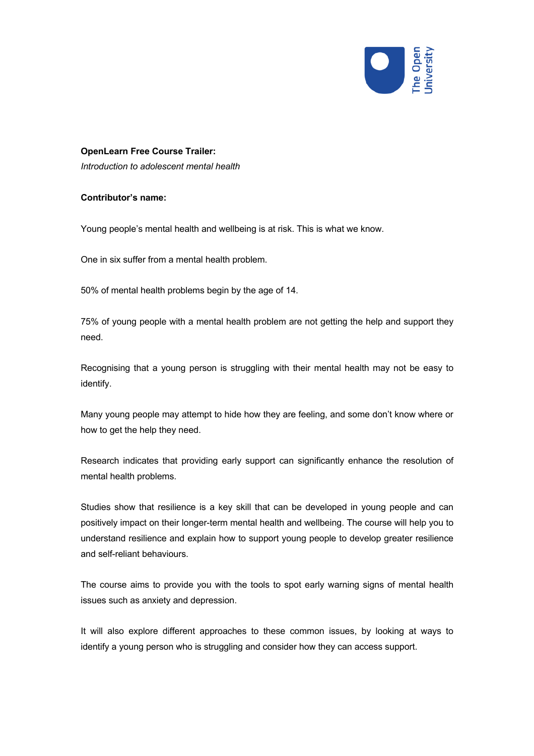**OpenLearn Free Course Trailer:**
*Introduction to adolescent mental health*

**Contributor's name:**

Young people's mental health and wellbeing is at risk. This is what we know.

One in six suffer from a mental health problem.

50% of mental health problems begin by the age of 14.

75% of young people with a mental health problem are not getting the help and support they need.

Recognising that a young person is struggling with their mental health may not be easy to identify.

Many young people may attempt to hide how they are feeling, and some don't know where or how to get the help they need.

Research indicates that providing early support can significantly enhance the resolution of mental health problems.

Studies show that resilience is a key skill that can be developed in young people and can positively impact on their longer-term mental health and wellbeing. The course will help you to understand resilience and explain how to support young people to develop greater resilience and self-reliant behaviours.

The course aims to provide you with the tools to spot early warning signs of mental health issues such as anxiety and depression.

It will also explore different approaches to these common issues, by looking at ways to identify a young person who is struggling and consider how they can access support.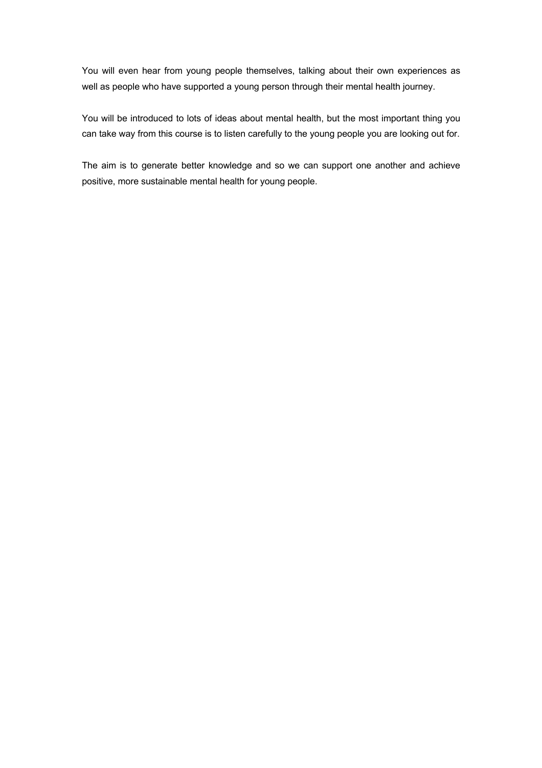You will even hear from young people themselves, talking about their own experiences as well as people who have supported a young person through their mental health journey.

You will be introduced to lots of ideas about mental health, but the most important thing you can take way from this course is to listen carefully to the young people you are looking out for.

The aim is to generate better knowledge and so we can support one another and achieve positive, more sustainable mental health for young people.